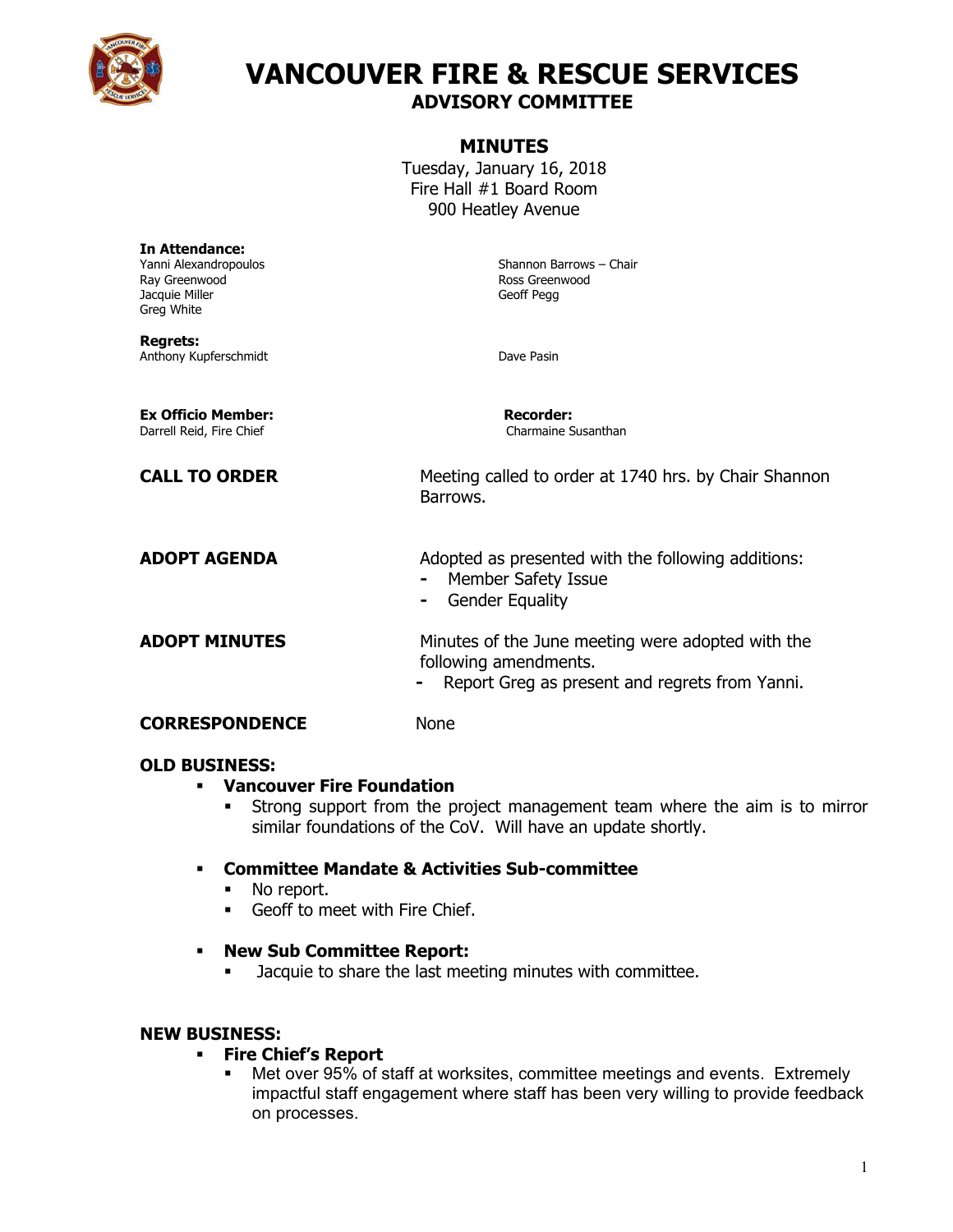# VANCOUVER FIRE & RESCUE SERVICES

## ADVISORY COMMITTEE

### MINUTES

Tuesday, January 16, 2018
Fire Hall #1 Board Room
900 Heatley Avenue

**In Attendance:**
Yanni Alexandropoulos
Ray Greenwood
Jacquie Miller
Greg White
Shannon Barrows – Chair
Ross Greenwood
Geoff Pegg

**Regrets:**
Anthony Kupferschmidt
Dave Pasin

**Ex Officio Member:**
Darrell Reid, Fire Chief

**Recorder:**
Charmaine Susanthan

**CALL TO ORDER**

Meeting called to order at 1740 hrs. by Chair Shannon Barrows.

**ADOPT AGENDA**

Adopted as presented with the following additions:
- Member Safety Issue
- Gender Equality

**ADOPT MINUTES**

Minutes of the June meeting were adopted with the following amendments.
- Report Greg as present and regrets from Yanni.

**CORRESPONDENCE**

None

**OLD BUSINESS:**

- **Vancouver Fire Foundation**
  - Strong support from the project management team where the aim is to mirror similar foundations of the CoV. Will have an update shortly.

- **Committee Mandate & Activities Sub-committee**
  - No report.
  - Geoff to meet with Fire Chief.

- **New Sub Committee Report:**
  - Jacquie to share the last meeting minutes with committee.

**NEW BUSINESS:**

- **Fire Chief's Report**
  - Met over 95% of staff at worksites, committee meetings and events. Extremely impactful staff engagement where staff has been very willing to provide feedback on processes.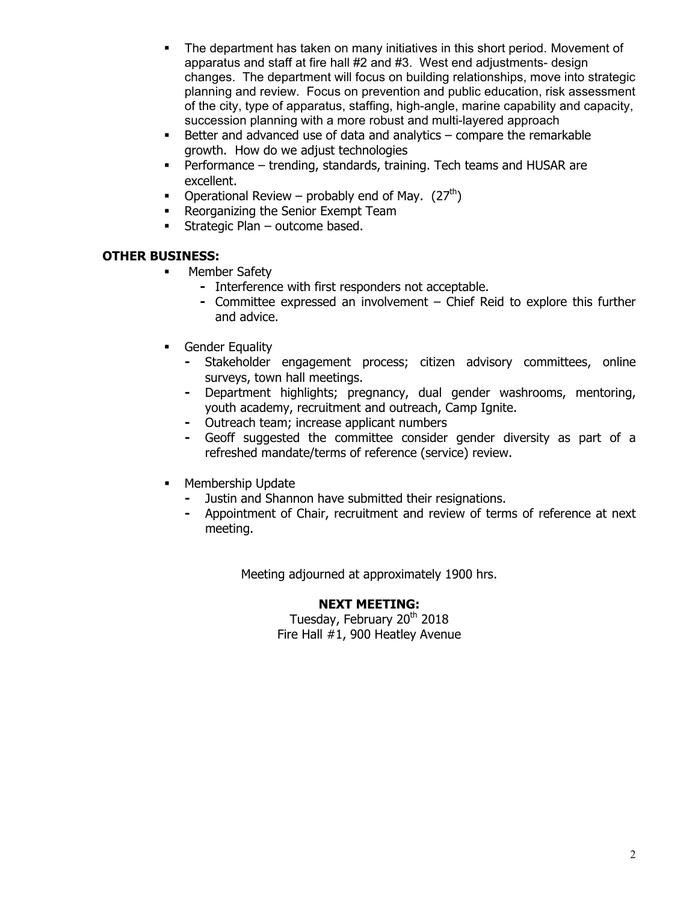- The department has taken on many initiatives in this short period. Movement of apparatus and staff at fire hall #2 and #3. West end adjustments- design changes. The department will focus on building relationships, move into strategic planning and review. Focus on prevention and public education, risk assessment of the city, type of apparatus, staffing, high-angle, marine capability and capacity, succession planning with a more robust and multi-layered approach
- Better and advanced use of data and analytics – compare the remarkable growth. How do we adjust technologies
- Performance – trending, standards, training. Tech teams and HUSAR are excellent.
- Operational Review – probably end of May. (27th)
- Reorganizing the Senior Exempt Team
- Strategic Plan – outcome based.

**OTHER BUSINESS:**

- Member Safety
  - Interference with first responders not acceptable.
  - Committee expressed an involvement – Chief Reid to explore this further and advice.

- Gender Equality
  - Stakeholder engagement process; citizen advisory committees, online surveys, town hall meetings.
  - Department highlights; pregnancy, dual gender washrooms, mentoring, youth academy, recruitment and outreach, Camp Ignite.
  - Outreach team; increase applicant numbers
  - Geoff suggested the committee consider gender diversity as part of a refreshed mandate/terms of reference (service) review.

- Membership Update
  - Justin and Shannon have submitted their resignations.
  - Appointment of Chair, recruitment and review of terms of reference at next meeting.

Meeting adjourned at approximately 1900 hrs.

**NEXT MEETING:**

Tuesday, February 20th 2018

Fire Hall #1, 900 Heatley Avenue